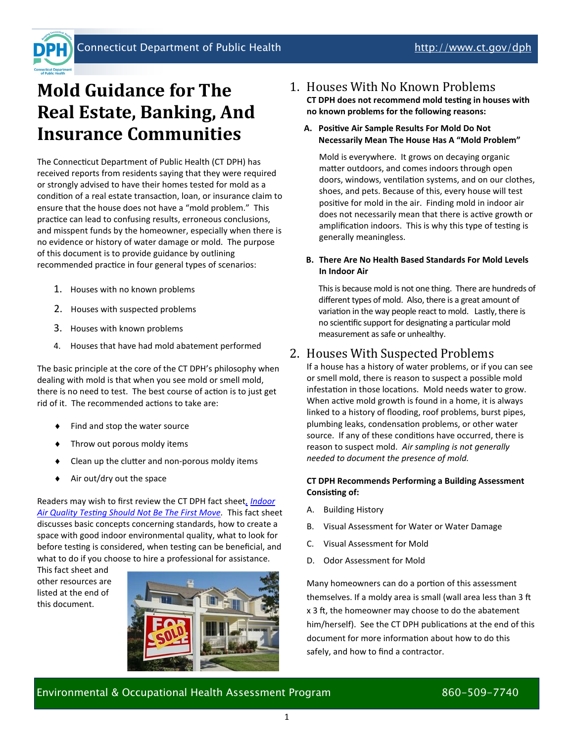# Mold Guidance for The Real Estate, Banking, And Insurance Communities

The Connecticut Department of Public Health (CT DPH) has received reports from residents saying that they were required or strongly advised to have their homes tested for mold as a condition of a real estate transaction, loan, or insurance claim to ensure that the house does not have a "mold problem." This practice can lead to confusing results, erroneous conclusions, and misspent funds by the homeowner, especially when there is no evidence or history of water damage or mold. The purpose of this document is to provide guidance by outlining recommended practice in four general types of scenarios:

1. Houses with no known problems
2. Houses with suspected problems
3. Houses with known problems
4. Houses that have had mold abatement performed

The basic principle at the core of the CT DPH's philosophy when dealing with mold is that when you see mold or smell mold, there is no need to test. The best course of action is to just get rid of it. The recommended actions to take are:

- Find and stop the water source
- Throw out porous moldy items
- Clean up the clutter and non-porous moldy items
- Air out/dry out the space

Readers may wish to first review the CT DPH fact sheet, *Indoor Air Quality Testing Should Not Be The First Move*. This fact sheet discusses basic concepts concerning standards, how to create a space with good indoor environmental quality, what to look for before testing is considered, when testing can be beneficial, and what to do if you choose to hire a professional for assistance. This fact sheet and other resources are listed at the end of this document.

## 1. Houses With No Known Problems

**CT DPH does not recommend mold testing in houses with no known problems for the following reasons:**

**A. Positive Air Sample Results For Mold Do Not Necessarily Mean The House Has A "Mold Problem"**

Mold is everywhere. It grows on decaying organic matter outdoors, and comes indoors through open doors, windows, ventilation systems, and on our clothes, shoes, and pets. Because of this, every house will test positive for mold in the air. Finding mold in indoor air does not necessarily mean that there is active growth or amplification indoors. This is why this type of testing is generally meaningless.

**B. There Are No Health Based Standards For Mold Levels In Indoor Air**

This is because mold is not one thing. There are hundreds of different types of mold. Also, there is a great amount of variation in the way people react to mold. Lastly, there is no scientific support for designating a particular mold measurement as safe or unhealthy.

## 2. Houses With Suspected Problems

If a house has a history of water problems, or if you can see or smell mold, there is reason to suspect a possible mold infestation in those locations. Mold needs water to grow. When active mold growth is found in a home, it is always linked to a history of flooding, roof problems, burst pipes, plumbing leaks, condensation problems, or other water source. If any of these conditions have occurred, there is reason to suspect mold. *Air sampling is not generally needed to document the presence of mold.*

**CT DPH Recommends Performing a Building Assessment Consisting of:**

A. Building History

B. Visual Assessment for Water or Water Damage

C. Visual Assessment for Mold

D. Odor Assessment for Mold

Many homeowners can do a portion of this assessment themselves. If a moldy area is small (wall area less than 3 ft x 3 ft, the homeowner may choose to do the abatement him/herself). See the CT DPH publications at the end of this document for more information about how to do this safely, and how to find a contractor.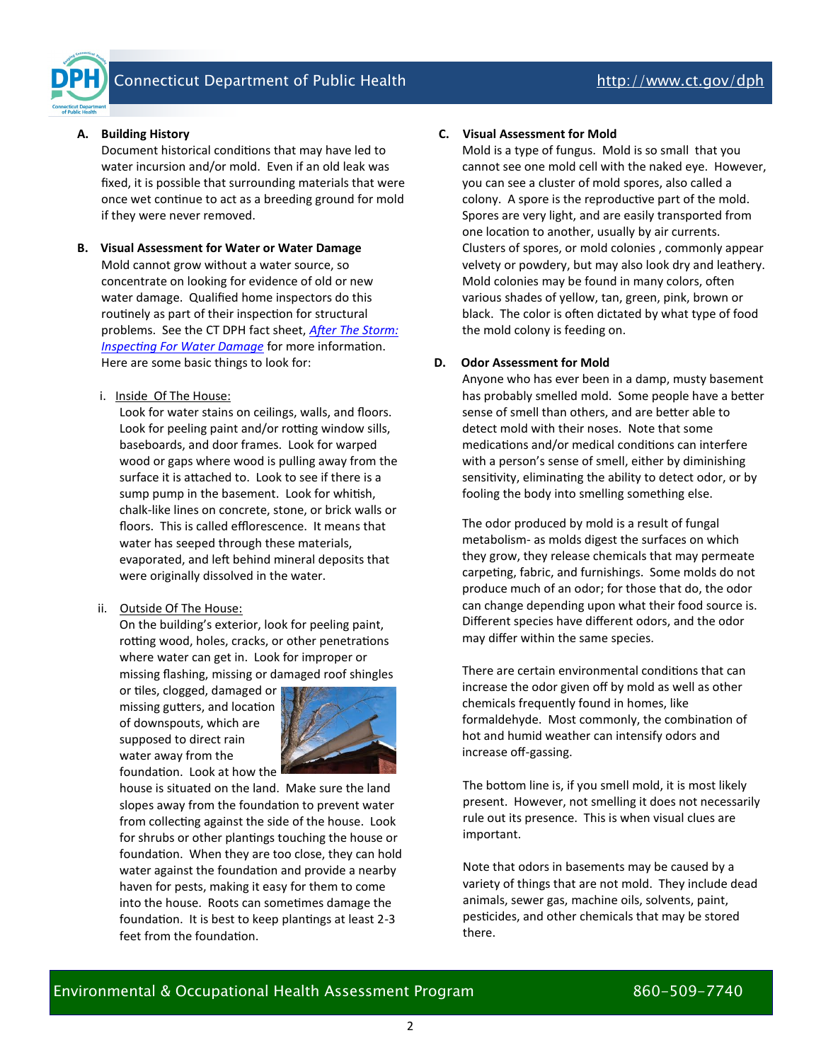**A. Building History**

Document historical conditions that may have led to water incursion and/or mold. Even if an old leak was fixed, it is possible that surrounding materials that were once wet continue to act as a breeding ground for mold if they were never removed.

**B. Visual Assessment for Water or Water Damage**

Mold cannot grow without a water source, so concentrate on looking for evidence of old or new water damage. Qualified home inspectors do this routinely as part of their inspection for structural problems. See the CT DPH fact sheet, *After The Storm: Inspecting For Water Damage* for more information. Here are some basic things to look for:

i. Inside Of The House:

Look for water stains on ceilings, walls, and floors. Look for peeling paint and/or rotting window sills, baseboards, and door frames. Look for warped wood or gaps where wood is pulling away from the surface it is attached to. Look to see if there is a sump pump in the basement. Look for whitish, chalk-like lines on concrete, stone, or brick walls or floors. This is called efflorescence. It means that water has seeped through these materials, evaporated, and left behind mineral deposits that were originally dissolved in the water.

ii. Outside Of The House:

On the building's exterior, look for peeling paint, rotting wood, holes, cracks, or other penetrations where water can get in. Look for improper or missing flashing, missing or damaged roof shingles or tiles, clogged, damaged or missing gutters, and location of downspouts, which are supposed to direct rain water away from the foundation. Look at how the house is situated on the land. Make sure the land slopes away from the foundation to prevent water from collecting against the side of the house. Look for shrubs or other plantings touching the house or foundation. When they are too close, they can hold water against the foundation and provide a nearby haven for pests, making it easy for them to come into the house. Roots can sometimes damage the foundation. It is best to keep plantings at least 2-3 feet from the foundation.

**C. Visual Assessment for Mold**

Mold is a type of fungus. Mold is so small that you cannot see one mold cell with the naked eye. However, you can see a cluster of mold spores, also called a colony. A spore is the reproductive part of the mold. Spores are very light, and are easily transported from one location to another, usually by air currents. Clusters of spores, or mold colonies , commonly appear velvety or powdery, but may also look dry and leathery. Mold colonies may be found in many colors, often various shades of yellow, tan, green, pink, brown or black. The color is often dictated by what type of food the mold colony is feeding on.

**D. Odor Assessment for Mold**

Anyone who has ever been in a damp, musty basement has probably smelled mold. Some people have a better sense of smell than others, and are better able to detect mold with their noses. Note that some medications and/or medical conditions can interfere with a person's sense of smell, either by diminishing sensitivity, eliminating the ability to detect odor, or by fooling the body into smelling something else.

The odor produced by mold is a result of fungal metabolism- as molds digest the surfaces on which they grow, they release chemicals that may permeate carpeting, fabric, and furnishings. Some molds do not produce much of an odor; for those that do, the odor can change depending upon what their food source is. Different species have different odors, and the odor may differ within the same species.

There are certain environmental conditions that can increase the odor given off by mold as well as other chemicals frequently found in homes, like formaldehyde. Most commonly, the combination of hot and humid weather can intensify odors and increase off-gassing.

The bottom line is, if you smell mold, it is most likely present. However, not smelling it does not necessarily rule out its presence. This is when visual clues are important.

Note that odors in basements may be caused by a variety of things that are not mold. They include dead animals, sewer gas, machine oils, solvents, paint, pesticides, and other chemicals that may be stored there.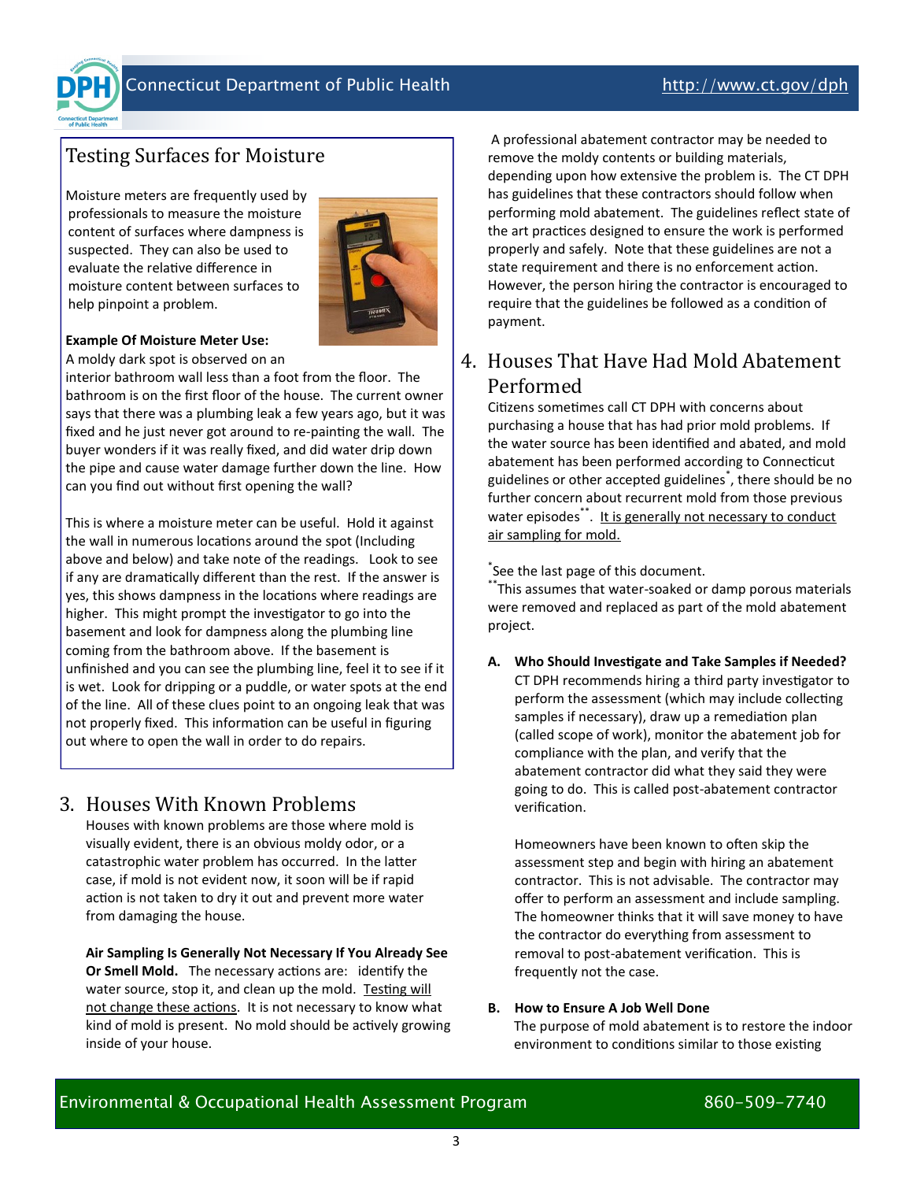## Testing Surfaces for Moisture

Moisture meters are frequently used by professionals to measure the moisture content of surfaces where dampness is suspected. They can also be used to evaluate the relative difference in moisture content between surfaces to help pinpoint a problem.

**Example Of Moisture Meter Use:**
A moldy dark spot is observed on an interior bathroom wall less than a foot from the floor. The bathroom is on the first floor of the house. The current owner says that there was a plumbing leak a few years ago, but it was fixed and he just never got around to re-painting the wall. The buyer wonders if it was really fixed, and did water drip down the pipe and cause water damage further down the line. How can you find out without first opening the wall?

This is where a moisture meter can be useful. Hold it against the wall in numerous locations around the spot (Including above and below) and take note of the readings. Look to see if any are dramatically different than the rest. If the answer is yes, this shows dampness in the locations where readings are higher. This might prompt the investigator to go into the basement and look for dampness along the plumbing line coming from the bathroom above. If the basement is unfinished and you can see the plumbing line, feel it to see if it is wet. Look for dripping or a puddle, or water spots at the end of the line. All of these clues point to an ongoing leak that was not properly fixed. This information can be useful in figuring out where to open the wall in order to do repairs.

## 3. Houses With Known Problems

Houses with known problems are those where mold is visually evident, there is an obvious moldy odor, or a catastrophic water problem has occurred. In the latter case, if mold is not evident now, it soon will be if rapid action is not taken to dry it out and prevent more water from damaging the house.

**Air Sampling Is Generally Not Necessary If You Already See Or Smell Mold.** The necessary actions are: identify the water source, stop it, and clean up the mold. Testing will not change these actions. It is not necessary to know what kind of mold is present. No mold should be actively growing inside of your house.

A professional abatement contractor may be needed to remove the moldy contents or building materials, depending upon how extensive the problem is. The CT DPH has guidelines that these contractors should follow when performing mold abatement. The guidelines reflect state of the art practices designed to ensure the work is performed properly and safely. Note that these guidelines are not a state requirement and there is no enforcement action. However, the person hiring the contractor is encouraged to require that the guidelines be followed as a condition of payment.

## 4. Houses That Have Had Mold Abatement Performed

Citizens sometimes call CT DPH with concerns about purchasing a house that has had prior mold problems. If the water source has been identified and abated, and mold abatement has been performed according to Connecticut guidelines or other accepted guidelines*, there should be no further concern about recurrent mold from those previous water episodes**. It is generally not necessary to conduct air sampling for mold.

*See the last page of this document.
**This assumes that water-soaked or damp porous materials were removed and replaced as part of the mold abatement project.

**A. Who Should Investigate and Take Samples if Needed?**
CT DPH recommends hiring a third party investigator to perform the assessment (which may include collecting samples if necessary), draw up a remediation plan (called scope of work), monitor the abatement job for compliance with the plan, and verify that the abatement contractor did what they said they were going to do. This is called post-abatement contractor verification.

Homeowners have been known to often skip the assessment step and begin with hiring an abatement contractor. This is not advisable. The contractor may offer to perform an assessment and include sampling. The homeowner thinks that it will save money to have the contractor do everything from assessment to removal to post-abatement verification. This is frequently not the case.

**B. How to Ensure A Job Well Done**
The purpose of mold abatement is to restore the indoor environment to conditions similar to those existing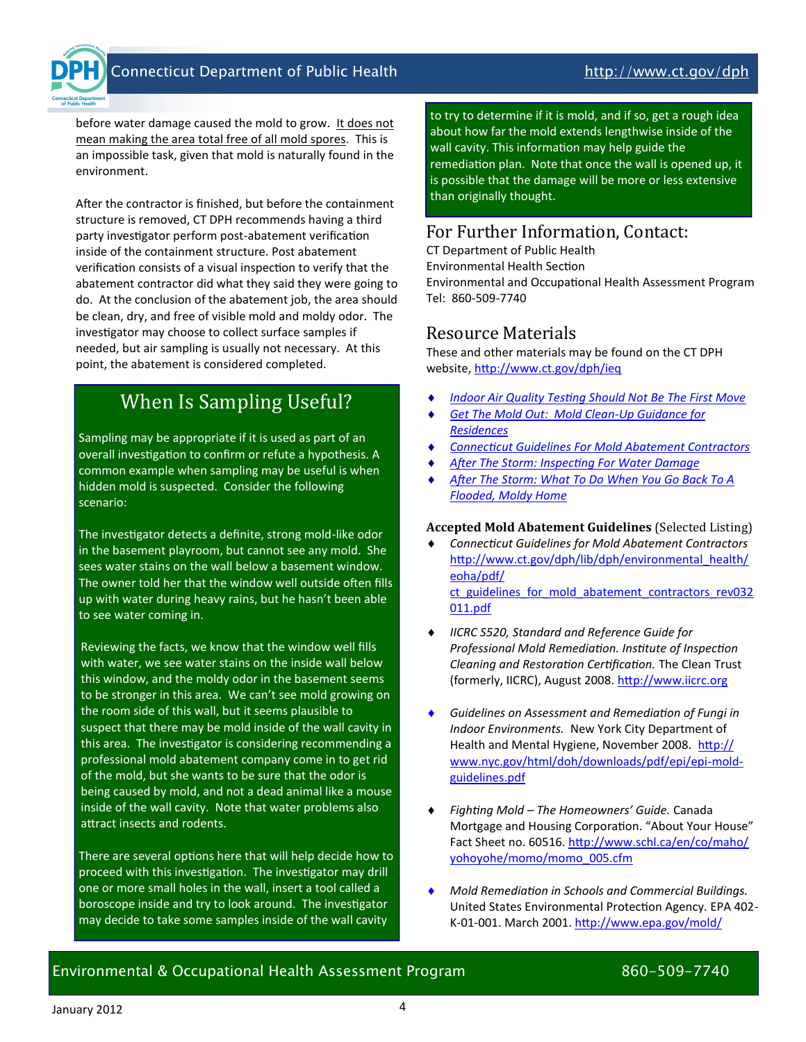before water damage caused the mold to grow. It does not mean making the area total free of all mold spores. This is an impossible task, given that mold is naturally found in the environment.

After the contractor is finished, but before the containment structure is removed, CT DPH recommends having a third party investigator perform post-abatement verification inside of the containment structure. Post abatement verification consists of a visual inspection to verify that the abatement contractor did what they said they were going to do. At the conclusion of the abatement job, the area should be clean, dry, and free of visible mold and moldy odor. The investigator may choose to collect surface samples if needed, but air sampling is usually not necessary. At this point, the abatement is considered completed.

## When Is Sampling Useful?

Sampling may be appropriate if it is used as part of an overall investigation to confirm or refute a hypothesis. A common example when sampling may be useful is when hidden mold is suspected. Consider the following scenario:

The investigator detects a definite, strong mold-like odor in the basement playroom, but cannot see any mold. She sees water stains on the wall below a basement window. The owner told her that the window well outside often fills up with water during heavy rains, but he hasn't been able to see water coming in.

Reviewing the facts, we know that the window well fills with water, we see water stains on the inside wall below this window, and the moldy odor in the basement seems to be stronger in this area. We can't see mold growing on the room side of this wall, but it seems plausible to suspect that there may be mold inside of the wall cavity in this area. The investigator is considering recommending a professional mold abatement company come in to get rid of the mold, but she wants to be sure that the odor is being caused by mold, and not a dead animal like a mouse inside of the wall cavity. Note that water problems also attract insects and rodents.

There are several options here that will help decide how to proceed with this investigation. The investigator may drill one or more small holes in the wall, insert a tool called a boroscope inside and try to look around. The investigator may decide to take some samples inside of the wall cavity to try to determine if it is mold, and if so, get a rough idea about how far the mold extends lengthwise inside of the wall cavity. This information may help guide the remediation plan. Note that once the wall is opened up, it is possible that the damage will be more or less extensive than originally thought.

## For Further Information, Contact:

CT Department of Public Health
Environmental Health Section
Environmental and Occupational Health Assessment Program
Tel: 860-509-7740

## Resource Materials

These and other materials may be found on the CT DPH website, http://www.ct.gov/dph/ieq

- *Indoor Air Quality Testing Should Not Be The First Move*
- *Get The Mold Out: Mold Clean-Up Guidance for Residences*
- *Connecticut Guidelines For Mold Abatement Contractors*
- *After The Storm: Inspecting For Water Damage*
- *After The Storm: What To Do When You Go Back To A Flooded, Moldy Home*

**Accepted Mold Abatement Guidelines** (Selected Listing)

- *Connecticut Guidelines for Mold Abatement Contractors* http://www.ct.gov/dph/lib/dph/environmental_health/eoha/pdf/ct_guidelines_for_mold_abatement_contractors_rev032011.pdf
- *IICRC S520, Standard and Reference Guide for Professional Mold Remediation. Institute of Inspection Cleaning and Restoration Certification.* The Clean Trust (formerly, IICRC), August 2008. http://www.iicrc.org
- *Guidelines on Assessment and Remediation of Fungi in Indoor Environments.* New York City Department of Health and Mental Hygiene, November 2008. http://www.nyc.gov/html/doh/downloads/pdf/epi/epi-mold-guidelines.pdf
- *Fighting Mold – The Homeowners' Guide.* Canada Mortgage and Housing Corporation. "About Your House" Fact Sheet no. 60516. http://www.schl.ca/en/co/maho/yohoyohe/momo/momo_005.cfm
- *Mold Remediation in Schools and Commercial Buildings.* United States Environmental Protection Agency. EPA 402-K-01-001. March 2001. http://www.epa.gov/mold/